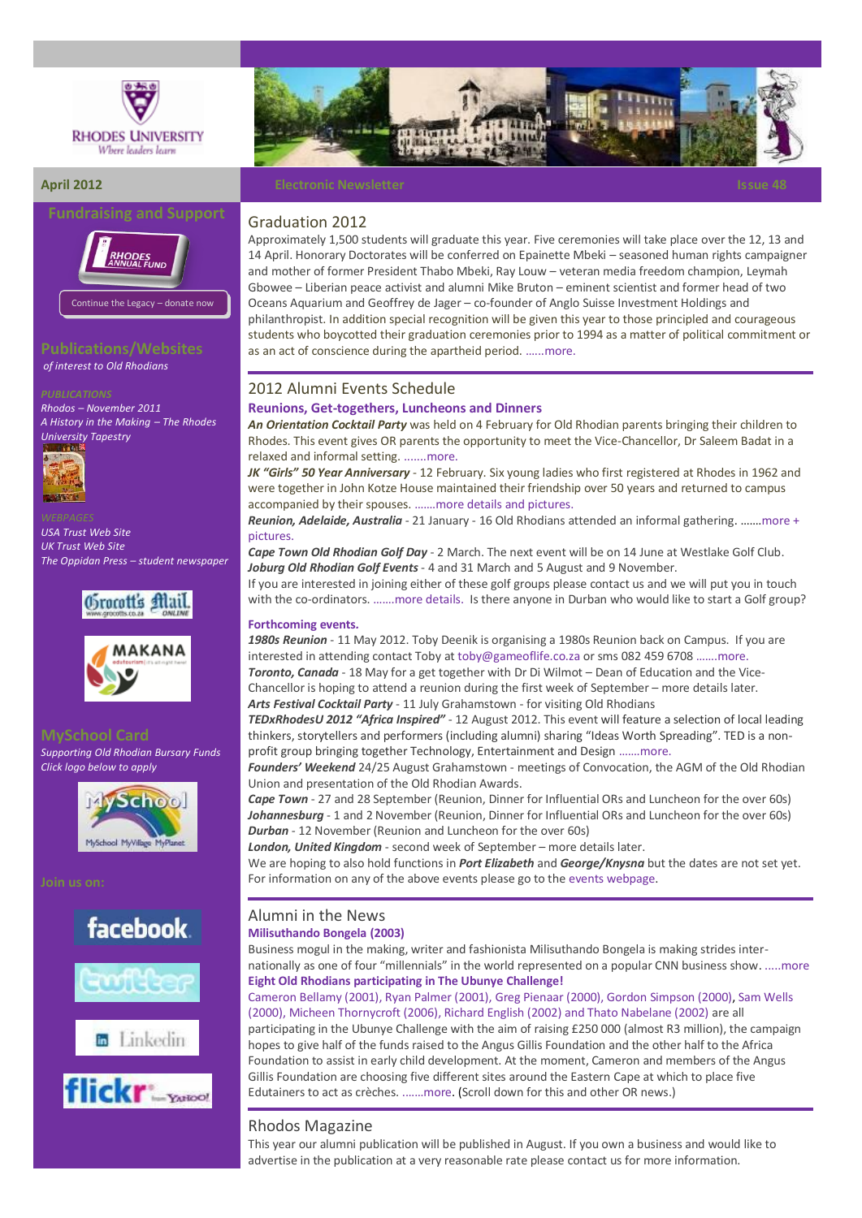RHODES UNIVERSITY
Where leaders learn

**April 2012** | **Electronic Newsletter** | **Issue 48**

## Fundraising and Support

RHODES ANNUAL FUND

Continue the Legacy – donate now

## Publications/Websites

*of interest to Old Rhodians*

*PUBLICATIONS*

*Rhodos – November 2011*

*A History in the Making – The Rhodes University Tapestry*

*WEBPAGES*

*USA Trust Web Site*

*UK Trust Web Site*

*The Oppidan Press – student newspaper*

## MySchool Card

*Supporting Old Rhodian Bursary Funds*

*Click logo below to apply*

## Join us on:

facebook

twitter

LinkedIn

flickr

## Graduation 2012

Approximately 1,500 students will graduate this year. Five ceremonies will take place over the 12, 13 and 14 April. Honorary Doctorates will be conferred on Epainette Mbeki – seasoned human rights campaigner and mother of former President Thabo Mbeki, Ray Louw – veteran media freedom champion, Leymah Gbowee – Liberian peace activist and alumni Mike Bruton – eminent scientist and former head of two Oceans Aquarium and Geoffrey de Jager – co-founder of Anglo Suisse Investment Holdings and philanthropist. In addition special recognition will be given this year to those principled and courageous students who boycotted their graduation ceremonies prior to 1994 as a matter of political commitment or as an act of conscience during the apartheid period. ......more.

## 2012 Alumni Events Schedule

### Reunions, Get-togethers, Luncheons and Dinners

***An Orientation Cocktail Party*** was held on 4 February for Old Rhodian parents bringing their children to Rhodes. This event gives OR parents the opportunity to meet the Vice-Chancellor, Dr Saleem Badat in a relaxed and informal setting. .......more.

***JK "Girls" 50 Year Anniversary*** - 12 February. Six young ladies who first registered at Rhodes in 1962 and were together in John Kotze House maintained their friendship over 50 years and returned to campus accompanied by their spouses. .......more details and pictures.

***Reunion, Adelaide, Australia*** - 21 January - 16 Old Rhodians attended an informal gathering. .......more + pictures.

***Cape Town Old Rhodian Golf Day*** - 2 March. The next event will be on 14 June at Westlake Golf Club.

***Joburg Old Rhodian Golf Events*** - 4 and 31 March and 5 August and 9 November.

If you are interested in joining either of these golf groups please contact us and we will put you in touch with the co-ordinators. .......more details. Is there anyone in Durban who would like to start a Golf group?

### Forthcoming events.

***1980s Reunion*** - 11 May 2012. Toby Deenik is organising a 1980s Reunion back on Campus. If you are interested in attending contact Toby at toby@gameoflife.co.za or sms 082 459 6708 .......more.

***Toronto, Canada*** - 18 May for a get together with Dr Di Wilmot – Dean of Education and the Vice-Chancellor is hoping to attend a reunion during the first week of September – more details later.

***Arts Festival Cocktail Party*** - 11 July Grahamstown - for visiting Old Rhodians

***TEDxRhodesU 2012 "Africa Inspired"*** - 12 August 2012. This event will feature a selection of local leading thinkers, storytellers and performers (including alumni) sharing "Ideas Worth Spreading". TED is a non-profit group bringing together Technology, Entertainment and Design .......more.

***Founders' Weekend*** 24/25 August Grahamstown - meetings of Convocation, the AGM of the Old Rhodian Union and presentation of the Old Rhodian Awards.

***Cape Town*** - 27 and 28 September (Reunion, Dinner for Influential ORs and Luncheon for the over 60s)

***Johannesburg*** - 1 and 2 November (Reunion, Dinner for Influential ORs and Luncheon for the over 60s)

***Durban*** - 12 November (Reunion and Luncheon for the over 60s)

***London, United Kingdom*** - second week of September – more details later.

We are hoping to also hold functions in ***Port Elizabeth*** and ***George/Knysna*** but the dates are not set yet. For information on any of the above events please go to the events webpage.

## Alumni in the News

### Milisuthando Bongela (2003)

Business mogul in the making, writer and fashionista Milisuthando Bongela is making strides internationally as one of four "millennials" in the world represented on a popular CNN business show. .....more

### Eight Old Rhodians participating in The Ubunye Challenge!

Cameron Bellamy (2001), Ryan Palmer (2001), Greg Pienaar (2000), Gordon Simpson (2000), Sam Wells (2000), Micheen Thornycroft (2006), Richard English (2002) and Thato Nabelane (2002) are all participating in the Ubunye Challenge with the aim of raising £250 000 (almost R3 million), the campaign hopes to give half of the funds raised to the Angus Gillis Foundation and the other half to the Africa Foundation to assist in early child development. At the moment, Cameron and members of the Angus Gillis Foundation are choosing five different sites around the Eastern Cape at which to place five Edutainers to act as crèches. .......more. (Scroll down for this and other OR news.)

## Rhodos Magazine

This year our alumni publication will be published in August. If you own a business and would like to advertise in the publication at a very reasonable rate please contact us for more information.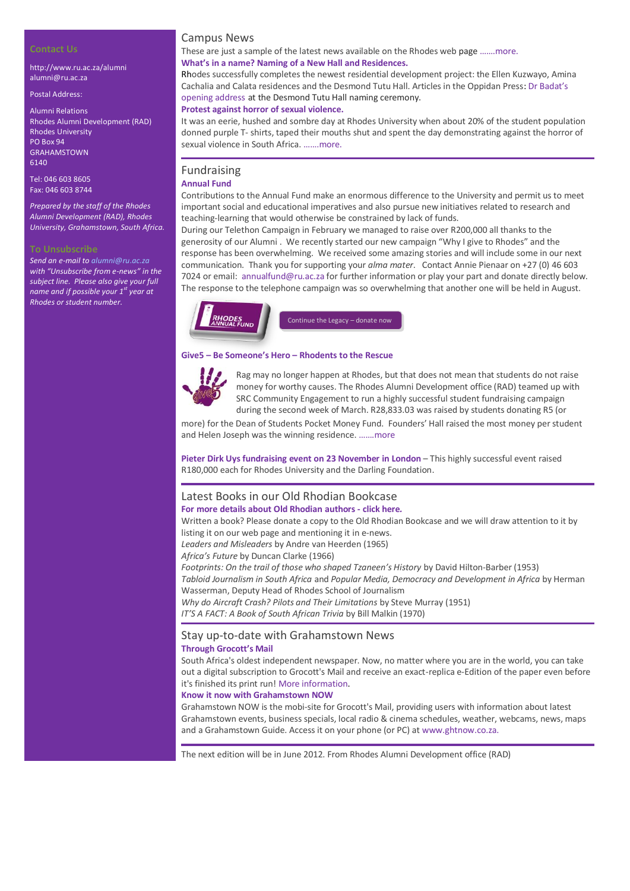## Contact Us

http://www.ru.ac.za/alumni
alumni@ru.ac.za

Postal Address:

Alumni Relations
Rhodes Alumni Development (RAD)
Rhodes University
PO Box 94
GRAHAMSTOWN
6140

Tel: 046 603 8605
Fax: 046 603 8744

*Prepared by the staff of the Rhodes Alumni Development (RAD), Rhodes University, Grahamstown, South Africa.*

## To Unsubscribe

*Send an e-mail to alumni@ru.ac.za with "Unsubscribe from e-news" in the subject line. Please also give your full name and if possible your 1st year at Rhodes or student number.*

## Campus News

These are just a sample of the latest news available on the Rhodes web page .......more.

**What's in a name? Naming of a New Hall and Residences.**

Rhodes successfully completes the newest residential development project: the Ellen Kuzwayo, Amina Cachalia and Calata residences and the Desmond Tutu Hall. Articles in the Oppidan Press: Dr Badat's opening address at the Desmond Tutu Hall naming ceremony.

**Protest against horror of sexual violence.**

It was an eerie, hushed and sombre day at Rhodes University when about 20% of the student population donned purple T- shirts, taped their mouths shut and spent the day demonstrating against the horror of sexual violence in South Africa. .......more.

## Fundraising

**Annual Fund**

Contributions to the Annual Fund make an enormous difference to the University and permit us to meet important social and educational imperatives and also pursue new initiatives related to research and teaching-learning that would otherwise be constrained by lack of funds.
During our Telethon Campaign in February we managed to raise over R200,000 all thanks to the generosity of our Alumni . We recently started our new campaign "Why I give to Rhodes" and the response has been overwhelming. We received some amazing stories and will include some in our next communication. Thank you for supporting your *alma mater*. Contact Annie Pienaar on +27 (0) 46 603 7024 or email: annualfund@ru.ac.za for further information or play your part and donate directly below. The response to the telephone campaign was so overwhelming that another one will be held in August.

RHODES ANNUAL FUND

Continue the Legacy – donate now

**Give5 – Be Someone's Hero – Rhodents to the Rescue**

Rag may no longer happen at Rhodes, but that does not mean that students do not raise money for worthy causes. The Rhodes Alumni Development office (RAD) teamed up with SRC Community Engagement to run a highly successful student fundraising campaign during the second week of March. R28,833.03 was raised by students donating R5 (or more) for the Dean of Students Pocket Money Fund. Founders' Hall raised the most money per student and Helen Joseph was the winning residence. .......more

**Pieter Dirk Uys fundraising event on 23 November in London** – This highly successful event raised R180,000 each for Rhodes University and the Darling Foundation.

## Latest Books in our Old Rhodian Bookcase

**For more details about Old Rhodian authors - click here.**

Written a book? Please donate a copy to the Old Rhodian Bookcase and we will draw attention to it by listing it on our web page and mentioning it in e-news.

*Leaders and Misleaders* by Andre van Heerden (1965)
*Africa's Future* by Duncan Clarke (1966)
*Footprints: On the trail of those who shaped Tzaneen's History* by David Hilton-Barber (1953)
*Tabloid Journalism in South Africa* and *Popular Media, Democracy and Development in Africa* by Herman Wasserman, Deputy Head of Rhodes School of Journalism
*Why do Aircraft Crash? Pilots and Their Limitations* by Steve Murray (1951)
*IT'S A FACT: A Book of South African Trivia* by Bill Malkin (1970)

## Stay up-to-date with Grahamstown News

**Through Grocott's Mail**

South Africa's oldest independent newspaper. Now, no matter where you are in the world, you can take out a digital subscription to Grocott's Mail and receive an exact-replica e-Edition of the paper even before it's finished its print run! More information.

**Know it now with Grahamstown NOW**

Grahamstown NOW is the mobi-site for Grocott's Mail, providing users with information about latest Grahamstown events, business specials, local radio & cinema schedules, weather, webcams, news, maps and a Grahamstown Guide. Access it on your phone (or PC) at www.ghtnow.co.za.

The next edition will be in June 2012. From Rhodes Alumni Development office (RAD)